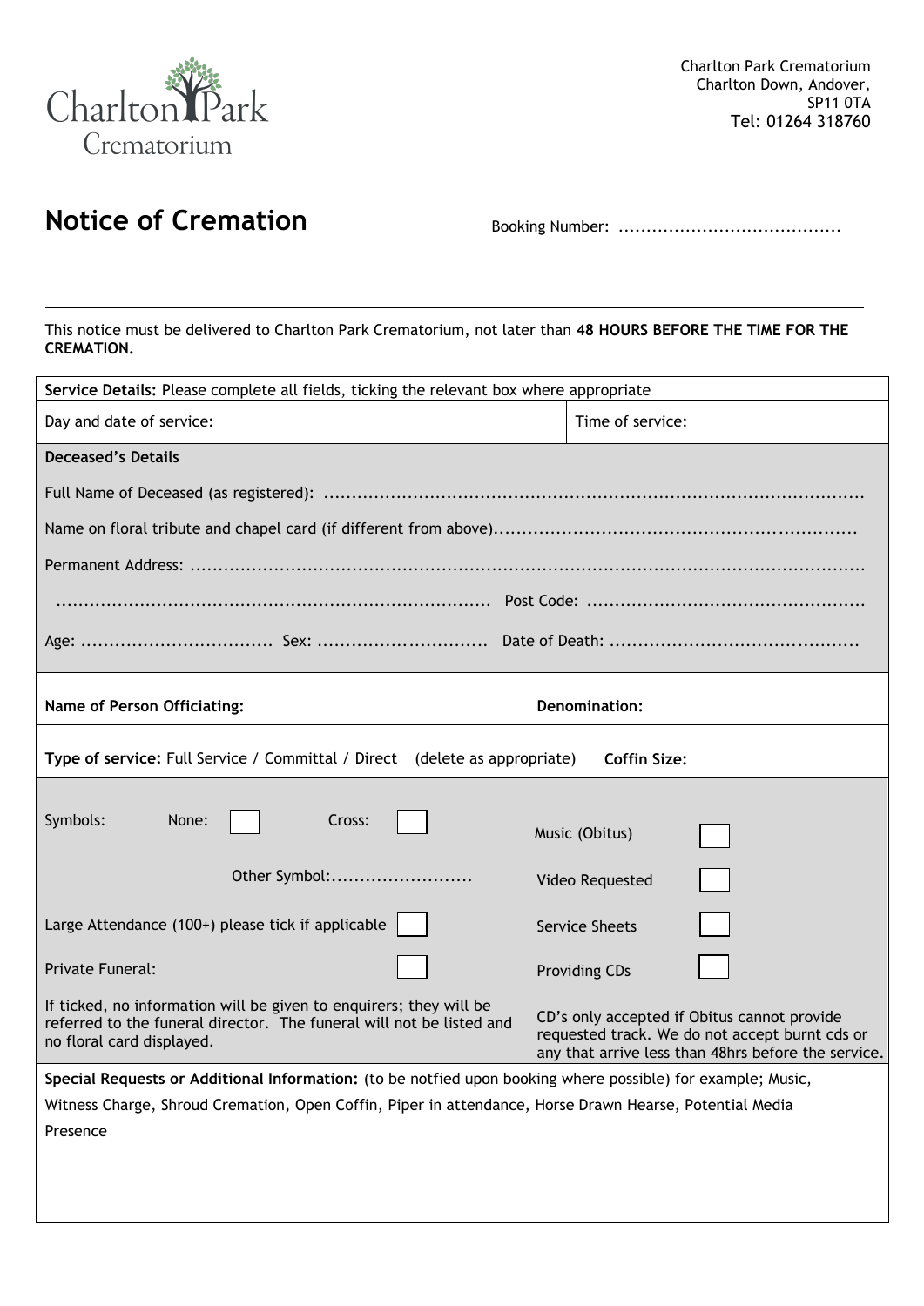Charlton Park Crematorium

Charlton Park Crematorium
Charlton Down, Andover,
SP11 0TA
Tel: 01264 318760

# Notice of Cremation

Booking Number: ........................................

This notice must be delivered to Charlton Park Crematorium, not later than **48 HOURS BEFORE THE TIME FOR THE CREMATION.**

**Service Details:** Please complete all fields, ticking the relevant box where appropriate

| Day and date of service: | Time of service: |
|---|---|

**Deceased's Details**

Full Name of Deceased (as registered): ..........................................................................................

Name on floral tribute and chapel card (if different from above)...............................................................

Permanent Address: ..........................................................................................................................

.............................................................................. Post Code: .................................................

Age: ................................. Sex: .............................. Date of Death: ............................................

| **Name of Person Officiating:** | **Denomination:** |
|---|---|

**Type of service:** Full Service / Committal / Direct (delete as appropriate) **Coffin Size:**

| | |
|---|---|
| Symbols: None: ☐ Cross: ☐ | Music (Obitus) ☐ |
| Other Symbol:......................... | Video Requested ☐ |
| Large Attendance (100+) please tick if applicable ☐ | Service Sheets ☐ |
| Private Funeral: ☐ | Providing CDs ☐ |
| If ticked, no information will be given to enquirers; they will be referred to the funeral director. The funeral will not be listed and no floral card displayed. | CD's only accepted if Obitus cannot provide requested track. We do not accept burnt cds or any that arrive less than 48hrs before the service. |

**Special Requests or Additional Information:** (to be notfied upon booking where possible) for example; Music, Witness Charge, Shroud Cremation, Open Coffin, Piper in attendance, Horse Drawn Hearse, Potential Media Presence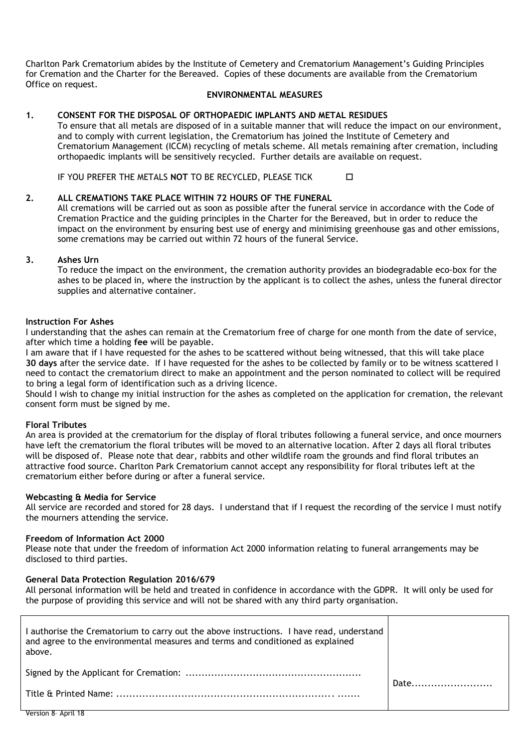Charlton Park Crematorium abides by the Institute of Cemetery and Crematorium Management's Guiding Principles for Cremation and the Charter for the Bereaved. Copies of these documents are available from the Crematorium Office on request.

**ENVIRONMENTAL MEASURES**

**1. CONSENT FOR THE DISPOSAL OF ORTHOPAEDIC IMPLANTS AND METAL RESIDUES**

To ensure that all metals are disposed of in a suitable manner that will reduce the impact on our environment, and to comply with current legislation, the Crematorium has joined the Institute of Cemetery and Crematorium Management (ICCM) recycling of metals scheme. All metals remaining after cremation, including orthopaedic implants will be sensitively recycled. Further details are available on request.

IF YOU PREFER THE METALS **NOT** TO BE RECYCLED, PLEASE TICK ☐

**2. ALL CREMATIONS TAKE PLACE WITHIN 72 HOURS OF THE FUNERAL**

All cremations will be carried out as soon as possible after the funeral service in accordance with the Code of Cremation Practice and the guiding principles in the Charter for the Bereaved, but in order to reduce the impact on the environment by ensuring best use of energy and minimising greenhouse gas and other emissions, some cremations may be carried out within 72 hours of the funeral Service.

**3. Ashes Urn**

To reduce the impact on the environment, the cremation authority provides an biodegradable eco-box for the ashes to be placed in, where the instruction by the applicant is to collect the ashes, unless the funeral director supplies and alternative container.

**Instruction For Ashes**

I understanding that the ashes can remain at the Crematorium free of charge for one month from the date of service, after which time a holding **fee** will be payable.

I am aware that if I have requested for the ashes to be scattered without being witnessed, that this will take place **30 days** after the service date. If I have requested for the ashes to be collected by family or to be witness scattered I need to contact the crematorium direct to make an appointment and the person nominated to collect will be required to bring a legal form of identification such as a driving licence.

Should I wish to change my initial instruction for the ashes as completed on the application for cremation, the relevant consent form must be signed by me.

**Floral Tributes**

An area is provided at the crematorium for the display of floral tributes following a funeral service, and once mourners have left the crematorium the floral tributes will be moved to an alternative location. After 2 days all floral tributes will be disposed of. Please note that dear, rabbits and other wildlife roam the grounds and find floral tributes an attractive food source. Charlton Park Crematorium cannot accept any responsibility for floral tributes left at the crematorium either before during or after a funeral service.

**Webcasting & Media for Service**

All service are recorded and stored for 28 days. I understand that if I request the recording of the service I must notify the mourners attending the service.

**Freedom of Information Act 2000**

Please note that under the freedom of information Act 2000 information relating to funeral arrangements may be disclosed to third parties.

**General Data Protection Regulation 2016/679**

All personal information will be held and treated in confidence in accordance with the GDPR. It will only be used for the purpose of providing this service and will not be shared with any third party organisation.

| I authorise the Crematorium to carry out the above instructions. I have read, understand and agree to the environmental measures and terms and conditioned as explained above.<br><br>Signed by the Applicant for Cremation: ......................................................<br><br>Title & Printed Name: ................................................................. ....... | Date......................... |
|---|---|

Version 8– April 18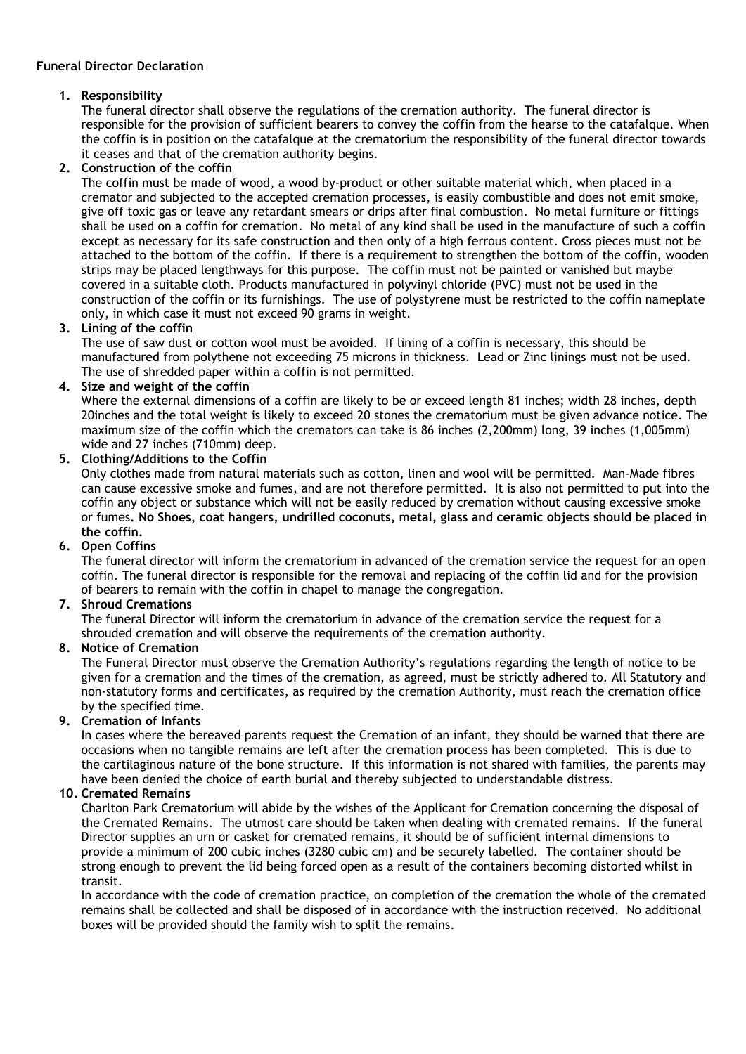**Funeral Director Declaration**

1. **Responsibility**
   The funeral director shall observe the regulations of the cremation authority. The funeral director is responsible for the provision of sufficient bearers to convey the coffin from the hearse to the catafalque. When the coffin is in position on the catafalque at the crematorium the responsibility of the funeral director towards it ceases and that of the cremation authority begins.

2. **Construction of the coffin**
   The coffin must be made of wood, a wood by-product or other suitable material which, when placed in a cremator and subjected to the accepted cremation processes, is easily combustible and does not emit smoke, give off toxic gas or leave any retardant smears or drips after final combustion. No metal furniture or fittings shall be used on a coffin for cremation. No metal of any kind shall be used in the manufacture of such a coffin except as necessary for its safe construction and then only of a high ferrous content. Cross pieces must not be attached to the bottom of the coffin. If there is a requirement to strengthen the bottom of the coffin, wooden strips may be placed lengthways for this purpose. The coffin must not be painted or vanished but maybe covered in a suitable cloth. Products manufactured in polyvinyl chloride (PVC) must not be used in the construction of the coffin or its furnishings. The use of polystyrene must be restricted to the coffin nameplate only, in which case it must not exceed 90 grams in weight.

3. **Lining of the coffin**
   The use of saw dust or cotton wool must be avoided. If lining of a coffin is necessary, this should be manufactured from polythene not exceeding 75 microns in thickness. Lead or Zinc linings must not be used. The use of shredded paper within a coffin is not permitted.

4. **Size and weight of the coffin**
   Where the external dimensions of a coffin are likely to be or exceed length 81 inches; width 28 inches, depth 20inches and the total weight is likely to exceed 20 stones the crematorium must be given advance notice. The maximum size of the coffin which the cremators can take is 86 inches (2,200mm) long, 39 inches (1,005mm) wide and 27 inches (710mm) deep.

5. **Clothing/Additions to the Coffin**
   Only clothes made from natural materials such as cotton, linen and wool will be permitted. Man-Made fibres can cause excessive smoke and fumes, and are not therefore permitted. It is also not permitted to put into the coffin any object or substance which will not be easily reduced by cremation without causing excessive smoke or fumes**. No Shoes, coat hangers, undrilled coconuts, metal, glass and ceramic objects should be placed in the coffin.**

6. **Open Coffins**
   The funeral director will inform the crematorium in advanced of the cremation service the request for an open coffin. The funeral director is responsible for the removal and replacing of the coffin lid and for the provision of bearers to remain with the coffin in chapel to manage the congregation.

7. **Shroud Cremations**
   The funeral Director will inform the crematorium in advance of the cremation service the request for a shrouded cremation and will observe the requirements of the cremation authority.

8. **Notice of Cremation**
   The Funeral Director must observe the Cremation Authority's regulations regarding the length of notice to be given for a cremation and the times of the cremation, as agreed, must be strictly adhered to. All Statutory and non-statutory forms and certificates, as required by the cremation Authority, must reach the cremation office by the specified time.

9. **Cremation of Infants**
   In cases where the bereaved parents request the Cremation of an infant, they should be warned that there are occasions when no tangible remains are left after the cremation process has been completed. This is due to the cartilaginous nature of the bone structure. If this information is not shared with families, the parents may have been denied the choice of earth burial and thereby subjected to understandable distress.

10. **Cremated Remains**
    Charlton Park Crematorium will abide by the wishes of the Applicant for Cremation concerning the disposal of the Cremated Remains. The utmost care should be taken when dealing with cremated remains. If the funeral Director supplies an urn or casket for cremated remains, it should be of sufficient internal dimensions to provide a minimum of 200 cubic inches (3280 cubic cm) and be securely labelled. The container should be strong enough to prevent the lid being forced open as a result of the containers becoming distorted whilst in transit.
    In accordance with the code of cremation practice, on completion of the cremation the whole of the cremated remains shall be collected and shall be disposed of in accordance with the instruction received. No additional boxes will be provided should the family wish to split the remains.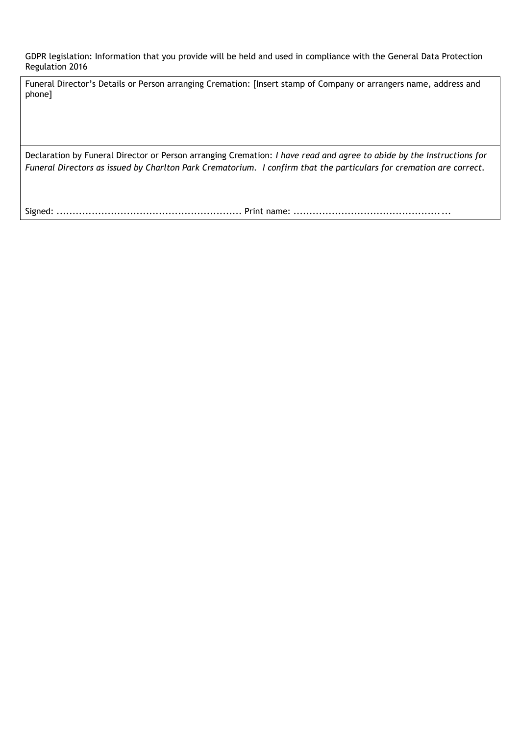GDPR legislation: Information that you provide will be held and used in compliance with the General Data Protection Regulation 2016

Funeral Director's Details or Person arranging Cremation: [Insert stamp of Company or arrangers name, address and phone]

Declaration by Funeral Director or Person arranging Cremation: *I have read and agree to abide by the Instructions for Funeral Directors as issued by Charlton Park Crematorium. I confirm that the particulars for cremation are correct.*

Signed: ......................................................... Print name: ...............................................